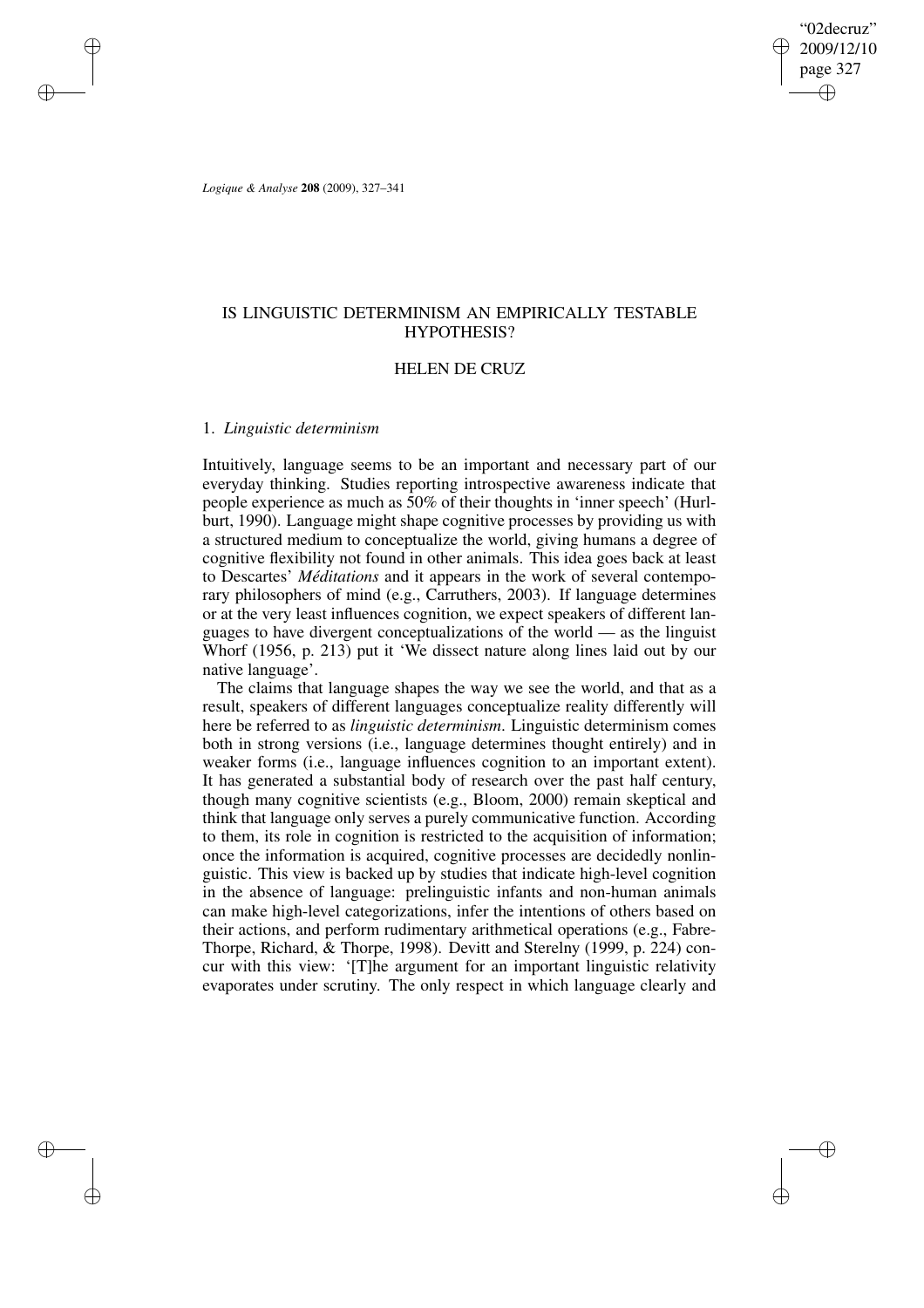# IS LINGUISTIC DETERMINISM AN EMPIRICALLY TESTABLE HYPOTHESIS?

## HELEN DE CRUZ

### 1. *Linguistic determinism*

Intuitively, language seems to be an important and necessary part of our everyday thinking. Studies reporting introspective awareness indicate that people experience as much as 50% of their thoughts in 'inner speech' (Hurlburt, 1990). Language might shape cognitive processes by providing us with a structured medium to conceptualize the world, giving humans a degree of cognitive flexibility not found in other animals. This idea goes back at least to Descartes' *Méditations* and it appears in the work of several contemporary philosophers of mind (e.g., Carruthers, 2003). If language determines or at the very least influences cognition, we expect speakers of different languages to have divergent conceptualizations of the world — as the linguist Whorf (1956, p. 213) put it 'We dissect nature along lines laid out by our native language'.

The claims that language shapes the way we see the world, and that as a result, speakers of different languages conceptualize reality differently will here be referred to as *linguistic determinism*. Linguistic determinism comes both in strong versions (i.e., language determines thought entirely) and in weaker forms (i.e., language influences cognition to an important extent). It has generated a substantial body of research over the past half century, though many cognitive scientists (e.g., Bloom, 2000) remain skeptical and think that language only serves a purely communicative function. According to them, its role in cognition is restricted to the acquisition of information; once the information is acquired, cognitive processes are decidedly nonlinguistic. This view is backed up by studies that indicate high-level cognition in the absence of language: prelinguistic infants and non-human animals can make high-level categorizations, infer the intentions of others based on their actions, and perform rudimentary arithmetical operations (e.g., Fabre-Thorpe, Richard, & Thorpe, 1998). Devitt and Sterelny (1999, p. 224) concur with this view: '[T]he argument for an important linguistic relativity evaporates under scrutiny. The only respect in which language clearly and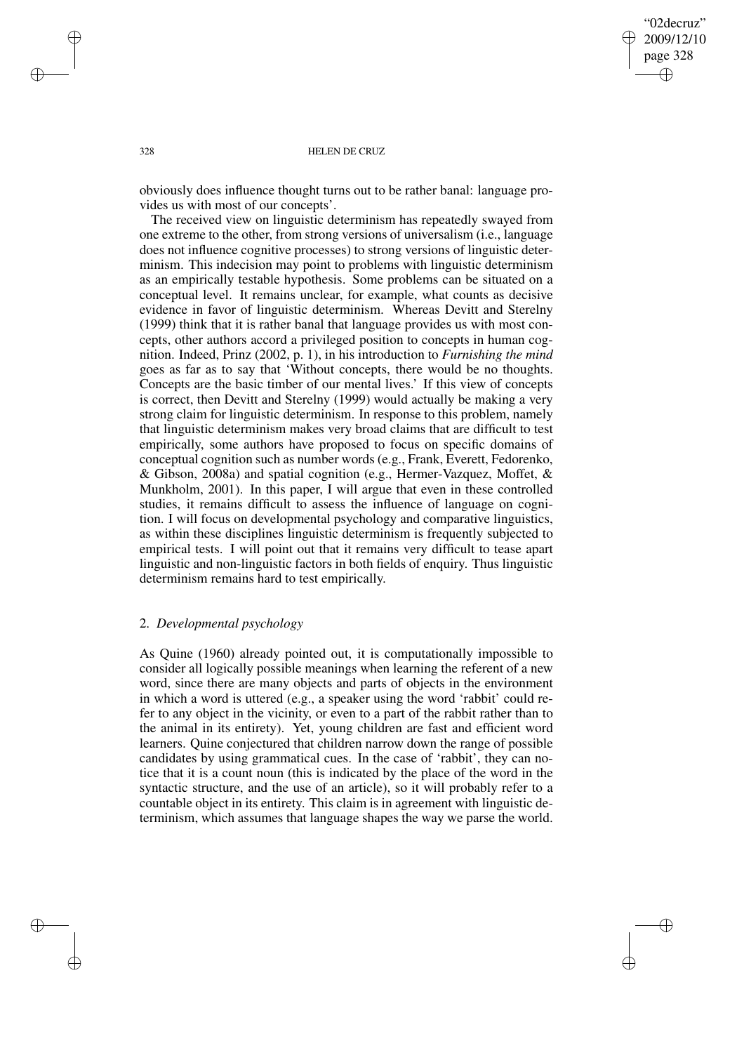obviously does influence thought turns out to be rather banal: language provides us with most of our concepts'.

The received view on linguistic determinism has repeatedly swayed from one extreme to the other, from strong versions of universalism (i.e., language does not influence cognitive processes) to strong versions of linguistic determinism. This indecision may point to problems with linguistic determinism as an empirically testable hypothesis. Some problems can be situated on a conceptual level. It remains unclear, for example, what counts as decisive evidence in favor of linguistic determinism. Whereas Devitt and Sterelny (1999) think that it is rather banal that language provides us with most concepts, other authors accord a privileged position to concepts in human cognition. Indeed, Prinz (2002, p. 1), in his introduction to *Furnishing the mind* goes as far as to say that 'Without concepts, there would be no thoughts. Concepts are the basic timber of our mental lives.' If this view of concepts is correct, then Devitt and Sterelny (1999) would actually be making a very strong claim for linguistic determinism. In response to this problem, namely that linguistic determinism makes very broad claims that are difficult to test empirically, some authors have proposed to focus on specific domains of conceptual cognition such as number words (e.g., Frank, Everett, Fedorenko, & Gibson, 2008a) and spatial cognition (e.g., Hermer-Vazquez, Moffet, & Munkholm, 2001). In this paper, I will argue that even in these controlled studies, it remains difficult to assess the influence of language on cognition. I will focus on developmental psychology and comparative linguistics, as within these disciplines linguistic determinism is frequently subjected to empirical tests. I will point out that it remains very difficult to tease apart linguistic and non-linguistic factors in both fields of enquiry. Thus linguistic determinism remains hard to test empirically.

## 2. *Developmental psychology*

As Quine (1960) already pointed out, it is computationally impossible to consider all logically possible meanings when learning the referent of a new word, since there are many objects and parts of objects in the environment in which a word is uttered (e.g., a speaker using the word 'rabbit' could refer to any object in the vicinity, or even to a part of the rabbit rather than to the animal in its entirety). Yet, young children are fast and efficient word learners. Quine conjectured that children narrow down the range of possible candidates by using grammatical cues. In the case of 'rabbit', they can notice that it is a count noun (this is indicated by the place of the word in the syntactic structure, and the use of an article), so it will probably refer to a countable object in its entirety. This claim is in agreement with linguistic determinism, which assumes that language shapes the way we parse the world.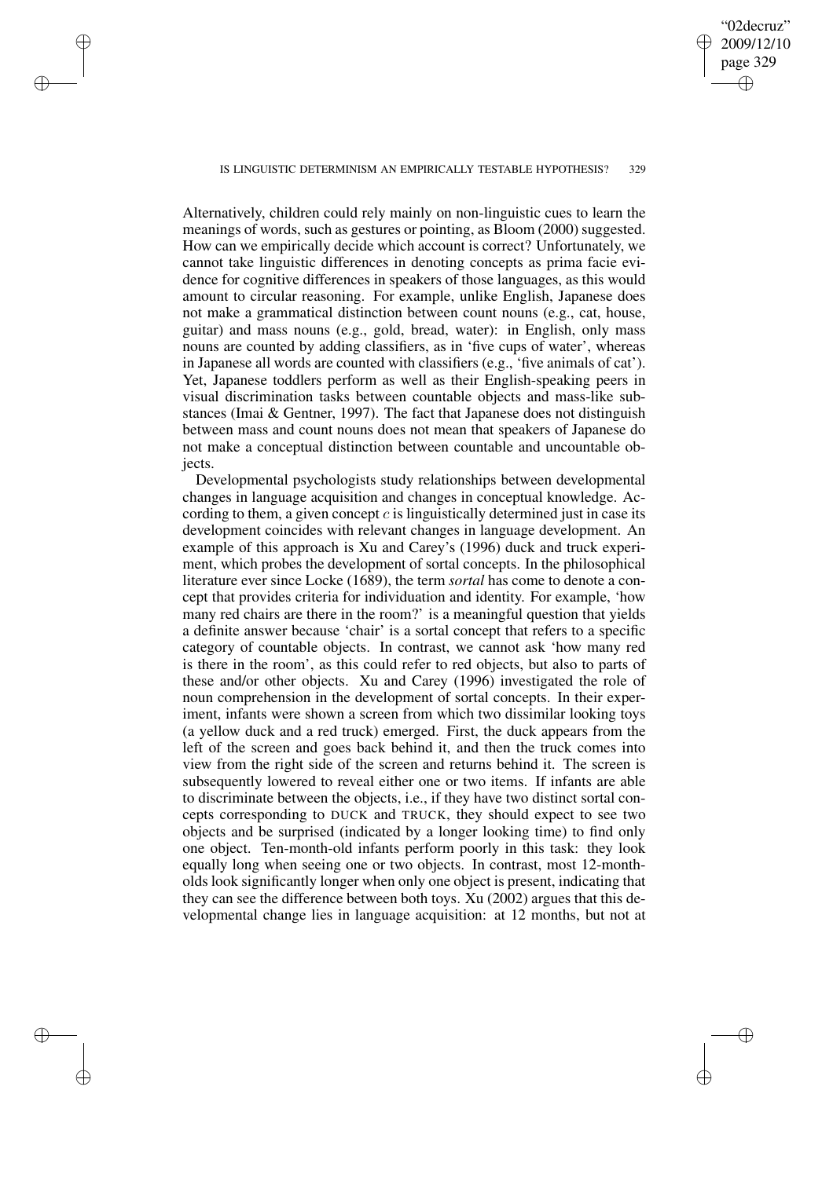Alternatively, children could rely mainly on non-linguistic cues to learn the meanings of words, such as gestures or pointing, as Bloom (2000) suggested. How can we empirically decide which account is correct? Unfortunately, we cannot take linguistic differences in denoting concepts as prima facie evidence for cognitive differences in speakers of those languages, as this would amount to circular reasoning. For example, unlike English, Japanese does not make a grammatical distinction between count nouns (e.g., cat, house, guitar) and mass nouns (e.g., gold, bread, water): in English, only mass nouns are counted by adding classifiers, as in 'five cups of water', whereas in Japanese all words are counted with classifiers (e.g., 'five animals of cat'). Yet, Japanese toddlers perform as well as their English-speaking peers in visual discrimination tasks between countable objects and mass-like substances (Imai & Gentner, 1997). The fact that Japanese does not distinguish between mass and count nouns does not mean that speakers of Japanese do not make a conceptual distinction between countable and uncountable objects.

Developmental psychologists study relationships between developmental changes in language acquisition and changes in conceptual knowledge. According to them, a given concept $c$ is linguistically determined just in case its development coincides with relevant changes in language development. An example of this approach is Xu and Carey's (1996) duck and truck experiment, which probes the development of sortal concepts. In the philosophical literature ever since Locke (1689), the term *sortal* has come to denote a concept that provides criteria for individuation and identity. For example, 'how many red chairs are there in the room?' is a meaningful question that yields a definite answer because 'chair' is a sortal concept that refers to a specific category of countable objects. In contrast, we cannot ask 'how many red is there in the room', as this could refer to red objects, but also to parts of these and/or other objects. Xu and Carey (1996) investigated the role of noun comprehension in the development of sortal concepts. In their experiment, infants were shown a screen from which two dissimilar looking toys (a yellow duck and a red truck) emerged. First, the duck appears from the left of the screen and goes back behind it, and then the truck comes into view from the right side of the screen and returns behind it. The screen is subsequently lowered to reveal either one or two items. If infants are able to discriminate between the objects, i.e., if they have two distinct sortal concepts corresponding to DUCK and TRUCK, they should expect to see two objects and be surprised (indicated by a longer looking time) to find only one object. Ten-month-old infants perform poorly in this task: they look equally long when seeing one or two objects. In contrast, most 12-month-olds look significantly longer when only one object is present, indicating that they can see the difference between both toys. Xu (2002) argues that this developmental change lies in language acquisition: at 12 months, but not at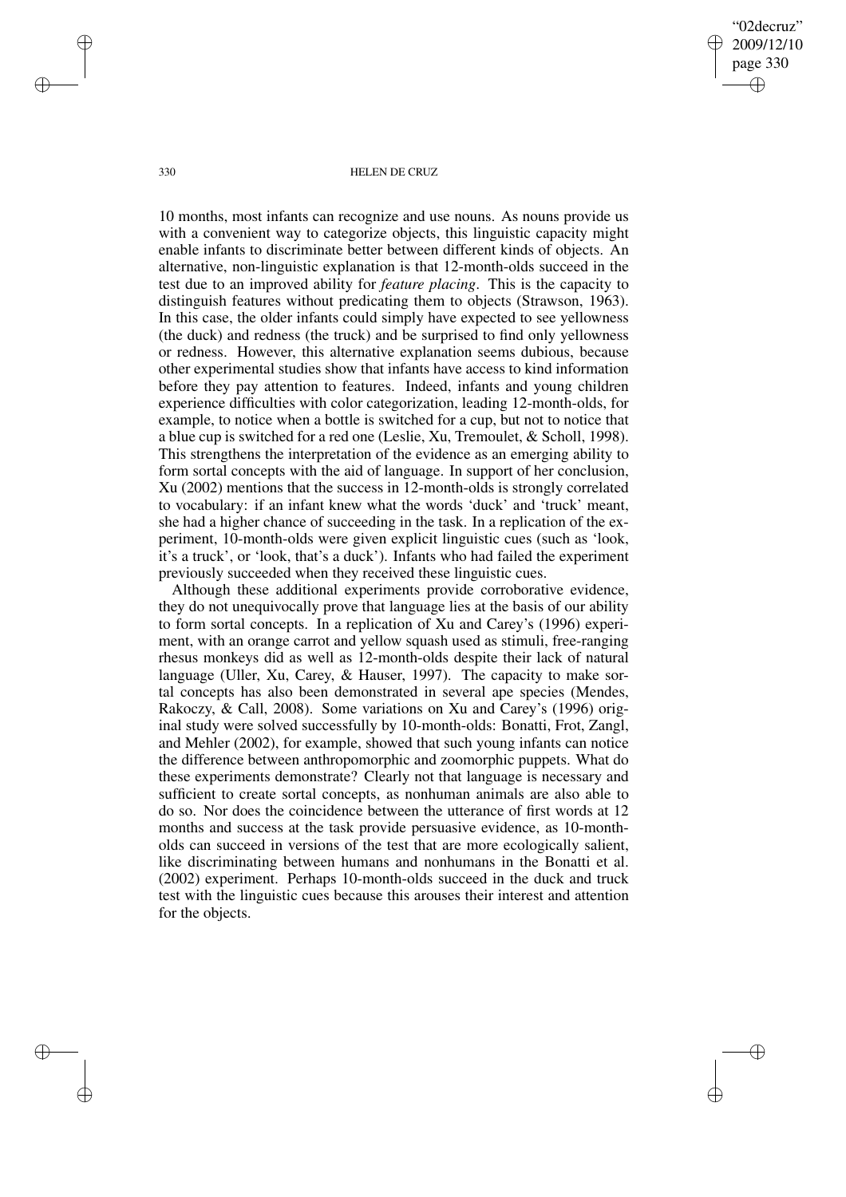10 months, most infants can recognize and use nouns. As nouns provide us with a convenient way to categorize objects, this linguistic capacity might enable infants to discriminate better between different kinds of objects. An alternative, non-linguistic explanation is that 12-month-olds succeed in the test due to an improved ability for *feature placing*. This is the capacity to distinguish features without predicating them to objects (Strawson, 1963). In this case, the older infants could simply have expected to see yellowness (the duck) and redness (the truck) and be surprised to find only yellowness or redness. However, this alternative explanation seems dubious, because other experimental studies show that infants have access to kind information before they pay attention to features. Indeed, infants and young children experience difficulties with color categorization, leading 12-month-olds, for example, to notice when a bottle is switched for a cup, but not to notice that a blue cup is switched for a red one (Leslie, Xu, Tremoulet, & Scholl, 1998). This strengthens the interpretation of the evidence as an emerging ability to form sortal concepts with the aid of language. In support of her conclusion, Xu (2002) mentions that the success in 12-month-olds is strongly correlated to vocabulary: if an infant knew what the words 'duck' and 'truck' meant, she had a higher chance of succeeding in the task. In a replication of the experiment, 10-month-olds were given explicit linguistic cues (such as 'look, it's a truck', or 'look, that's a duck'). Infants who had failed the experiment previously succeeded when they received these linguistic cues.

Although these additional experiments provide corroborative evidence, they do not unequivocally prove that language lies at the basis of our ability to form sortal concepts. In a replication of Xu and Carey's (1996) experiment, with an orange carrot and yellow squash used as stimuli, free-ranging rhesus monkeys did as well as 12-month-olds despite their lack of natural language (Uller, Xu, Carey, & Hauser, 1997). The capacity to make sortal concepts has also been demonstrated in several ape species (Mendes, Rakoczy, & Call, 2008). Some variations on Xu and Carey's (1996) original study were solved successfully by 10-month-olds: Bonatti, Frot, Zangl, and Mehler (2002), for example, showed that such young infants can notice the difference between anthropomorphic and zoomorphic puppets. What do these experiments demonstrate? Clearly not that language is necessary and sufficient to create sortal concepts, as nonhuman animals are also able to do so. Nor does the coincidence between the utterance of first words at 12 months and success at the task provide persuasive evidence, as 10-month-olds can succeed in versions of the test that are more ecologically salient, like discriminating between humans and nonhumans in the Bonatti et al. (2002) experiment. Perhaps 10-month-olds succeed in the duck and truck test with the linguistic cues because this arouses their interest and attention for the objects.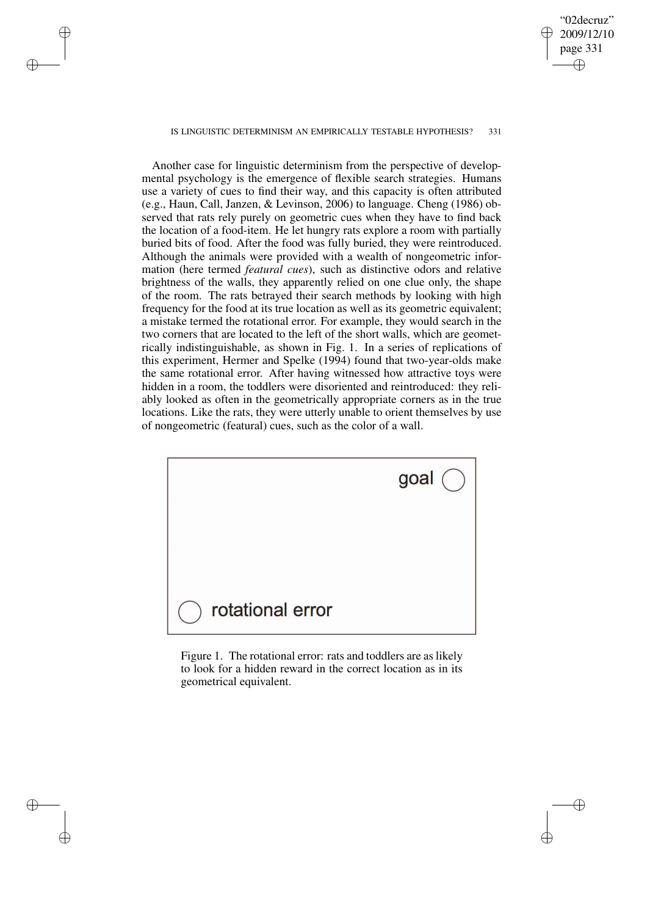Another case for linguistic determinism from the perspective of developmental psychology is the emergence of flexible search strategies. Humans use a variety of cues to find their way, and this capacity is often attributed (e.g., Haun, Call, Janzen, & Levinson, 2006) to language. Cheng (1986) observed that rats rely purely on geometric cues when they have to find back the location of a food-item. He let hungry rats explore a room with partially buried bits of food. After the food was fully buried, they were reintroduced. Although the animals were provided with a wealth of nongeometric information (here termed *featural cues*), such as distinctive odors and relative brightness of the walls, they apparently relied on one clue only, the shape of the room. The rats betrayed their search methods by looking with high frequency for the food at its true location as well as its geometric equivalent; a mistake termed the rotational error. For example, they would search in the two corners that are located to the left of the short walls, which are geometrically indistinguishable, as shown in Fig. 1. In a series of replications of this experiment, Hermer and Spelke (1994) found that two-year-olds make the same rotational error. After having witnessed how attractive toys were hidden in a room, the toddlers were disoriented and reintroduced: they reliably looked as often in the geometrically appropriate corners as in the true locations. Like the rats, they were utterly unable to orient themselves by use of nongeometric (featural) cues, such as the color of a wall.

Figure 1. The rotational error: rats and toddlers are as likely to look for a hidden reward in the correct location as in its geometrical equivalent.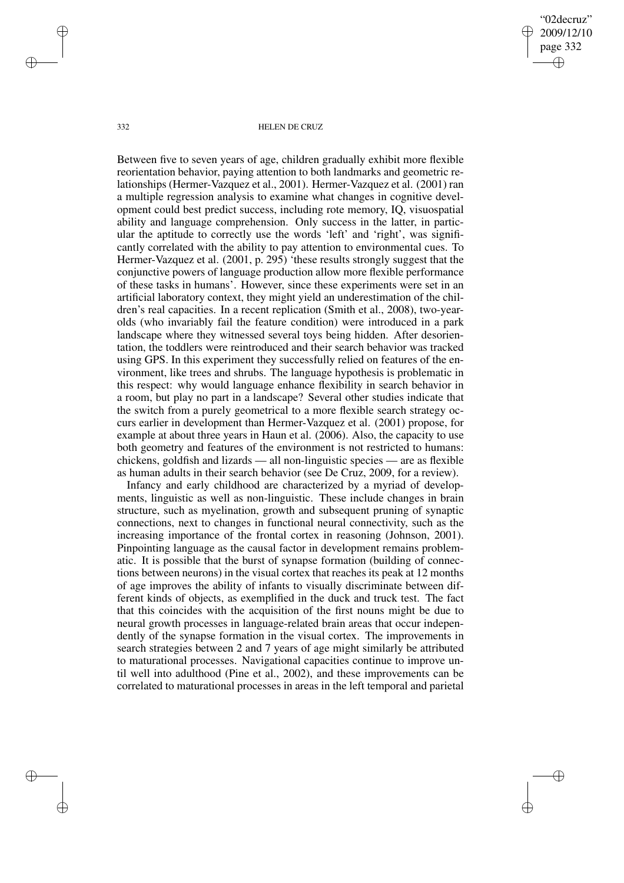Between five to seven years of age, children gradually exhibit more flexible reorientation behavior, paying attention to both landmarks and geometric relationships (Hermer-Vazquez et al., 2001). Hermer-Vazquez et al. (2001) ran a multiple regression analysis to examine what changes in cognitive development could best predict success, including rote memory, IQ, visuospatial ability and language comprehension. Only success in the latter, in particular the aptitude to correctly use the words 'left' and 'right', was significantly correlated with the ability to pay attention to environmental cues. To Hermer-Vazquez et al. (2001, p. 295) 'these results strongly suggest that the conjunctive powers of language production allow more flexible performance of these tasks in humans'. However, since these experiments were set in an artificial laboratory context, they might yield an underestimation of the children's real capacities. In a recent replication (Smith et al., 2008), two-year-olds (who invariably fail the feature condition) were introduced in a park landscape where they witnessed several toys being hidden. After desorientation, the toddlers were reintroduced and their search behavior was tracked using GPS. In this experiment they successfully relied on features of the environment, like trees and shrubs. The language hypothesis is problematic in this respect: why would language enhance flexibility in search behavior in a room, but play no part in a landscape? Several other studies indicate that the switch from a purely geometrical to a more flexible search strategy occurs earlier in development than Hermer-Vazquez et al. (2001) propose, for example at about three years in Haun et al. (2006). Also, the capacity to use both geometry and features of the environment is not restricted to humans: chickens, goldfish and lizards — all non-linguistic species — are as flexible as human adults in their search behavior (see De Cruz, 2009, for a review).

Infancy and early childhood are characterized by a myriad of developments, linguistic as well as non-linguistic. These include changes in brain structure, such as myelination, growth and subsequent pruning of synaptic connections, next to changes in functional neural connectivity, such as the increasing importance of the frontal cortex in reasoning (Johnson, 2001). Pinpointing language as the causal factor in development remains problematic. It is possible that the burst of synapse formation (building of connections between neurons) in the visual cortex that reaches its peak at 12 months of age improves the ability of infants to visually discriminate between different kinds of objects, as exemplified in the duck and truck test. The fact that this coincides with the acquisition of the first nouns might be due to neural growth processes in language-related brain areas that occur independently of the synapse formation in the visual cortex. The improvements in search strategies between 2 and 7 years of age might similarly be attributed to maturational processes. Navigational capacities continue to improve until well into adulthood (Pine et al., 2002), and these improvements can be correlated to maturational processes in areas in the left temporal and parietal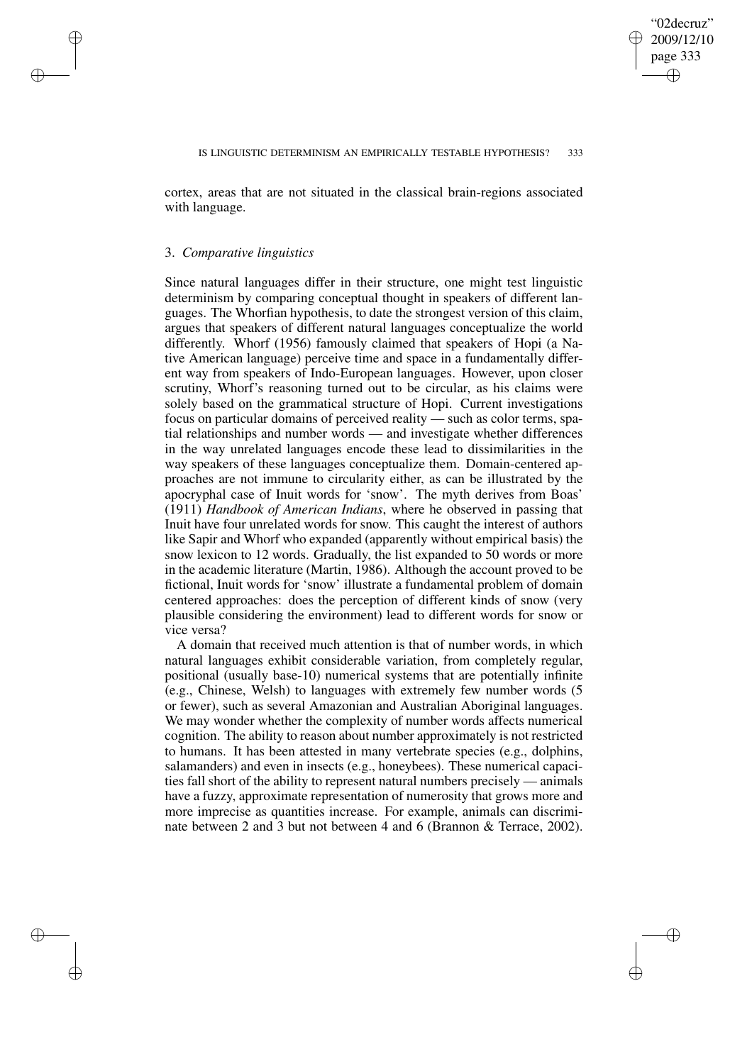cortex, areas that are not situated in the classical brain-regions associated with language.

### 3. *Comparative linguistics*

Since natural languages differ in their structure, one might test linguistic determinism by comparing conceptual thought in speakers of different languages. The Whorfian hypothesis, to date the strongest version of this claim, argues that speakers of different natural languages conceptualize the world differently. Whorf (1956) famously claimed that speakers of Hopi (a Native American language) perceive time and space in a fundamentally different way from speakers of Indo-European languages. However, upon closer scrutiny, Whorf's reasoning turned out to be circular, as his claims were solely based on the grammatical structure of Hopi. Current investigations focus on particular domains of perceived reality — such as color terms, spatial relationships and number words — and investigate whether differences in the way unrelated languages encode these lead to dissimilarities in the way speakers of these languages conceptualize them. Domain-centered approaches are not immune to circularity either, as can be illustrated by the apocryphal case of Inuit words for 'snow'. The myth derives from Boas' (1911) *Handbook of American Indians*, where he observed in passing that Inuit have four unrelated words for snow. This caught the interest of authors like Sapir and Whorf who expanded (apparently without empirical basis) the snow lexicon to 12 words. Gradually, the list expanded to 50 words or more in the academic literature (Martin, 1986). Although the account proved to be fictional, Inuit words for 'snow' illustrate a fundamental problem of domain centered approaches: does the perception of different kinds of snow (very plausible considering the environment) lead to different words for snow or vice versa?

A domain that received much attention is that of number words, in which natural languages exhibit considerable variation, from completely regular, positional (usually base-10) numerical systems that are potentially infinite (e.g., Chinese, Welsh) to languages with extremely few number words (5 or fewer), such as several Amazonian and Australian Aboriginal languages. We may wonder whether the complexity of number words affects numerical cognition. The ability to reason about number approximately is not restricted to humans. It has been attested in many vertebrate species (e.g., dolphins, salamanders) and even in insects (e.g., honeybees). These numerical capacities fall short of the ability to represent natural numbers precisely — animals have a fuzzy, approximate representation of numerosity that grows more and more imprecise as quantities increase. For example, animals can discriminate between 2 and 3 but not between 4 and 6 (Brannon & Terrace, 2002).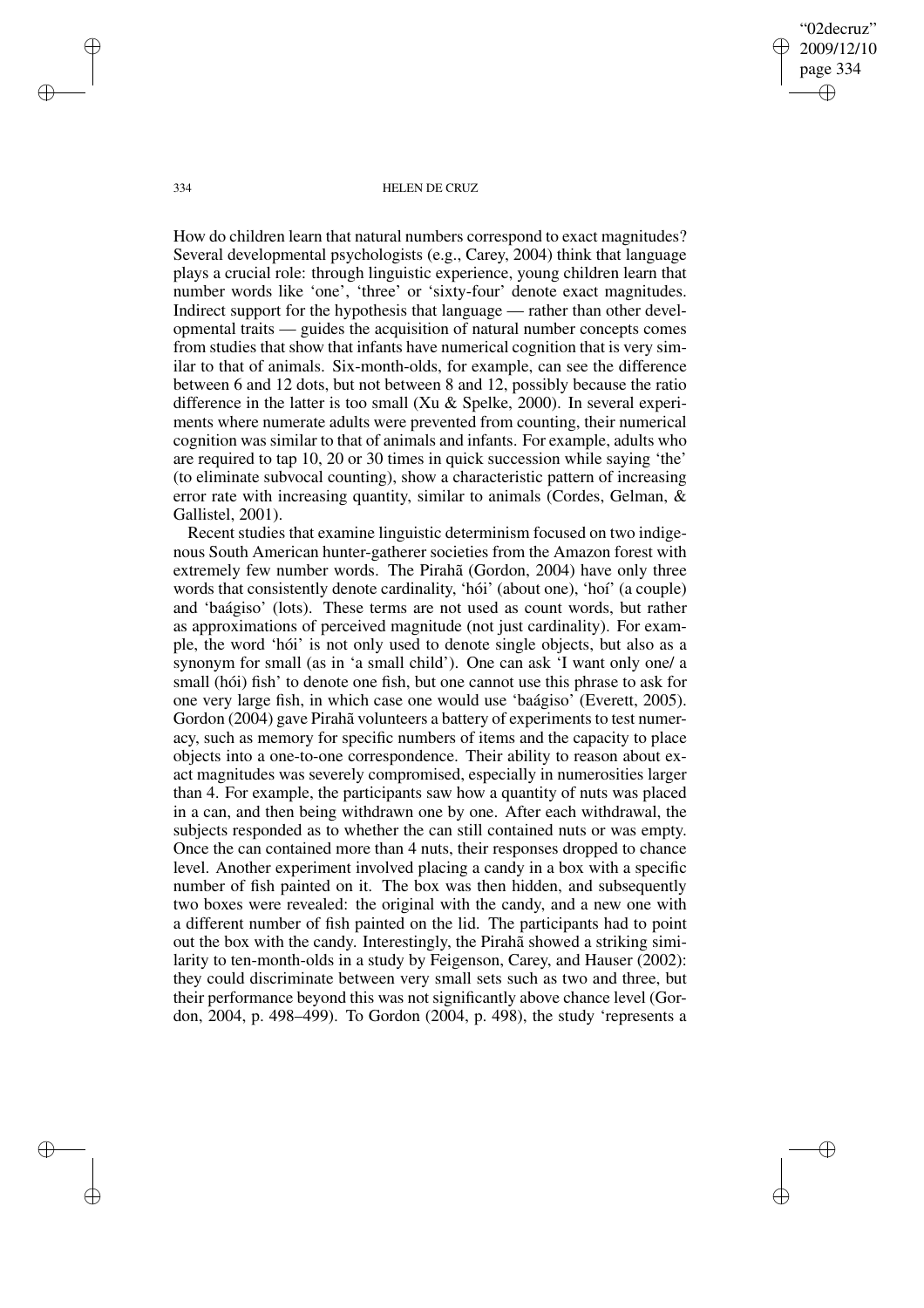How do children learn that natural numbers correspond to exact magnitudes? Several developmental psychologists (e.g., Carey, 2004) think that language plays a crucial role: through linguistic experience, young children learn that number words like 'one', 'three' or 'sixty-four' denote exact magnitudes. Indirect support for the hypothesis that language — rather than other developmental traits — guides the acquisition of natural number concepts comes from studies that show that infants have numerical cognition that is very similar to that of animals. Six-month-olds, for example, can see the difference between 6 and 12 dots, but not between 8 and 12, possibly because the ratio difference in the latter is too small (Xu & Spelke, 2000). In several experiments where numerate adults were prevented from counting, their numerical cognition was similar to that of animals and infants. For example, adults who are required to tap 10, 20 or 30 times in quick succession while saying 'the' (to eliminate subvocal counting), show a characteristic pattern of increasing error rate with increasing quantity, similar to animals (Cordes, Gelman, & Gallistel, 2001).

Recent studies that examine linguistic determinism focused on two indigenous South American hunter-gatherer societies from the Amazon forest with extremely few number words. The Pirahã (Gordon, 2004) have only three words that consistently denote cardinality, 'hói' (about one), 'hoí' (a couple) and 'baágiso' (lots). These terms are not used as count words, but rather as approximations of perceived magnitude (not just cardinality). For example, the word 'hói' is not only used to denote single objects, but also as a synonym for small (as in 'a small child'). One can ask 'I want only one/ a small (hói) fish' to denote one fish, but one cannot use this phrase to ask for one very large fish, in which case one would use 'baágiso' (Everett, 2005). Gordon (2004) gave Pirahã volunteers a battery of experiments to test numeracy, such as memory for specific numbers of items and the capacity to place objects into a one-to-one correspondence. Their ability to reason about exact magnitudes was severely compromised, especially in numerosities larger than 4. For example, the participants saw how a quantity of nuts was placed in a can, and then being withdrawn one by one. After each withdrawal, the subjects responded as to whether the can still contained nuts or was empty. Once the can contained more than 4 nuts, their responses dropped to chance level. Another experiment involved placing a candy in a box with a specific number of fish painted on it. The box was then hidden, and subsequently two boxes were revealed: the original with the candy, and a new one with a different number of fish painted on the lid. The participants had to point out the box with the candy. Interestingly, the Pirahã showed a striking similarity to ten-month-olds in a study by Feigenson, Carey, and Hauser (2002): they could discriminate between very small sets such as two and three, but their performance beyond this was not significantly above chance level (Gordon, 2004, p. 498–499). To Gordon (2004, p. 498), the study 'represents a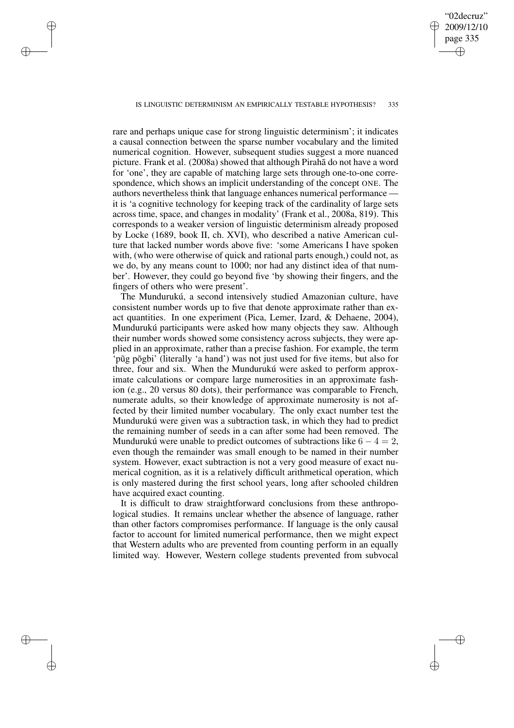rare and perhaps unique case for strong linguistic determinism'; it indicates a causal connection between the sparse number vocabulary and the limited numerical cognition. However, subsequent studies suggest a more nuanced picture. Frank et al. (2008a) showed that although Pirahã do not have a word for 'one', they are capable of matching large sets through one-to-one correspondence, which shows an implicit understanding of the concept ONE. The authors nevertheless think that language enhances numerical performance — it is 'a cognitive technology for keeping track of the cardinality of large sets across time, space, and changes in modality' (Frank et al., 2008a, 819). This corresponds to a weaker version of linguistic determinism already proposed by Locke (1689, book II, ch. XVI), who described a native American culture that lacked number words above five: 'some Americans I have spoken with, (who were otherwise of quick and rational parts enough,) could not, as we do, by any means count to 1000; nor had any distinct idea of that number'. However, they could go beyond five 'by showing their fingers, and the fingers of others who were present'.

The Mundurukú, a second intensively studied Amazonian culture, have consistent number words up to five that denote approximate rather than exact quantities. In one experiment (Pica, Lemer, Izard, & Dehaene, 2004), Mundurukú participants were asked how many objects they saw. Although their number words showed some consistency across subjects, they were applied in an approximate, rather than a precise fashion. For example, the term 'pũg põgbi' (literally 'a hand') was not just used for five items, but also for three, four and six. When the Mundurukú were asked to perform approximate calculations or compare large numerosities in an approximate fashion (e.g., 20 versus 80 dots), their performance was comparable to French, numerate adults, so their knowledge of approximate numerosity is not affected by their limited number vocabulary. The only exact number test the Mundurukú were given was a subtraction task, in which they had to predict the remaining number of seeds in a can after some had been removed. The Mundurukú were unable to predict outcomes of subtractions like $6 - 4 = 2$, even though the remainder was small enough to be named in their number system. However, exact subtraction is not a very good measure of exact numerical cognition, as it is a relatively difficult arithmetical operation, which is only mastered during the first school years, long after schooled children have acquired exact counting.

It is difficult to draw straightforward conclusions from these anthropological studies. It remains unclear whether the absence of language, rather than other factors compromises performance. If language is the only causal factor to account for limited numerical performance, then we might expect that Western adults who are prevented from counting perform in an equally limited way. However, Western college students prevented from subvocal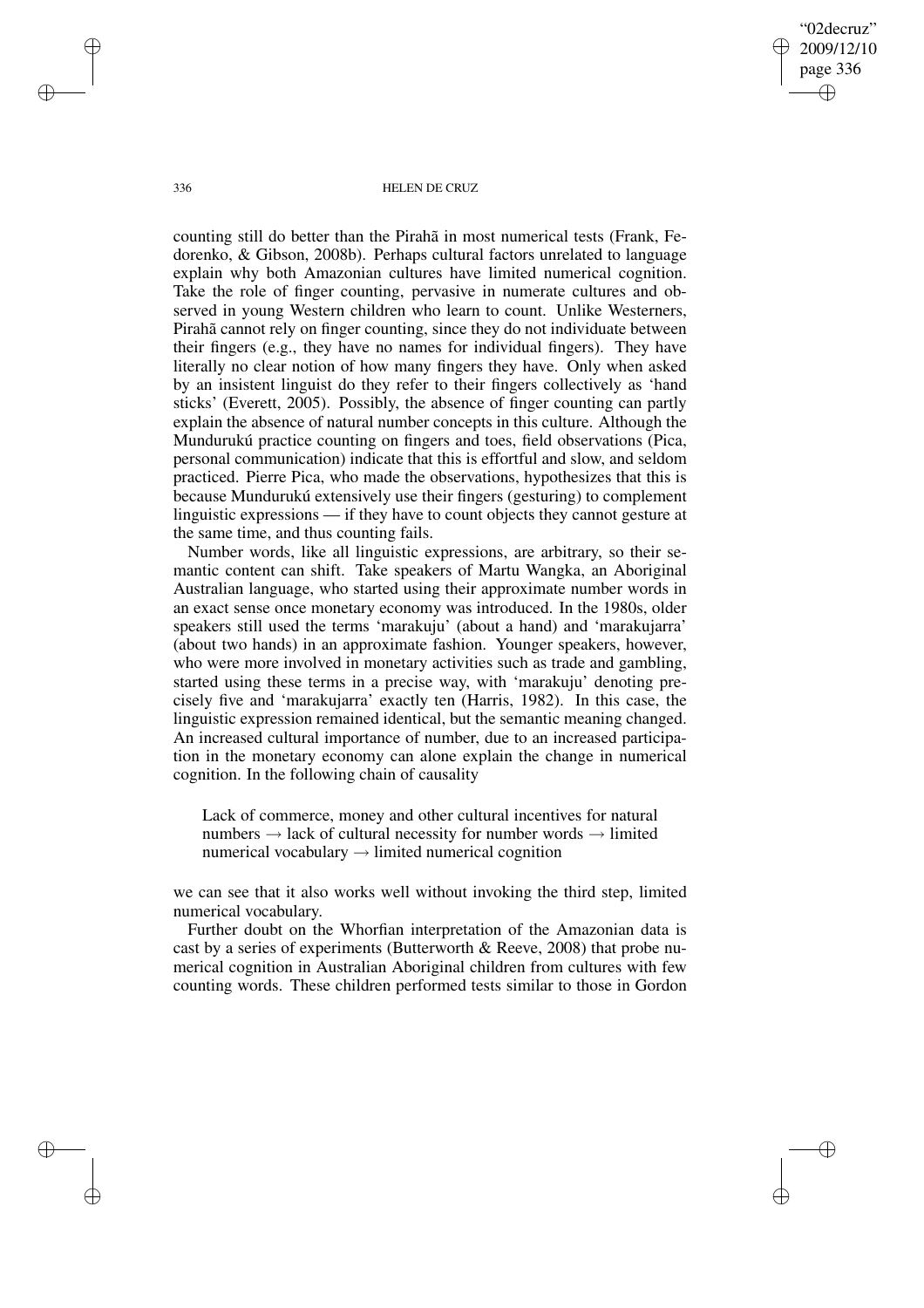counting still do better than the Pirahã in most numerical tests (Frank, Fedorenko, & Gibson, 2008b). Perhaps cultural factors unrelated to language explain why both Amazonian cultures have limited numerical cognition. Take the role of finger counting, pervasive in numerate cultures and observed in young Western children who learn to count. Unlike Westerners, Pirahã cannot rely on finger counting, since they do not individuate between their fingers (e.g., they have no names for individual fingers). They have literally no clear notion of how many fingers they have. Only when asked by an insistent linguist do they refer to their fingers collectively as 'hand sticks' (Everett, 2005). Possibly, the absence of finger counting can partly explain the absence of natural number concepts in this culture. Although the Mundurukú practice counting on fingers and toes, field observations (Pica, personal communication) indicate that this is effortful and slow, and seldom practiced. Pierre Pica, who made the observations, hypothesizes that this is because Mundurukú extensively use their fingers (gesturing) to complement linguistic expressions — if they have to count objects they cannot gesture at the same time, and thus counting fails.

Number words, like all linguistic expressions, are arbitrary, so their semantic content can shift. Take speakers of Martu Wangka, an Aboriginal Australian language, who started using their approximate number words in an exact sense once monetary economy was introduced. In the 1980s, older speakers still used the terms 'marakuju' (about a hand) and 'marakujarra' (about two hands) in an approximate fashion. Younger speakers, however, who were more involved in monetary activities such as trade and gambling, started using these terms in a precise way, with 'marakuju' denoting precisely five and 'marakujarra' exactly ten (Harris, 1982). In this case, the linguistic expression remained identical, but the semantic meaning changed. An increased cultural importance of number, due to an increased participation in the monetary economy can alone explain the change in numerical cognition. In the following chain of causality

> Lack of commerce, money and other cultural incentives for natural numbers → lack of cultural necessity for number words → limited numerical vocabulary → limited numerical cognition

we can see that it also works well without invoking the third step, limited numerical vocabulary.

Further doubt on the Whorfian interpretation of the Amazonian data is cast by a series of experiments (Butterworth & Reeve, 2008) that probe numerical cognition in Australian Aboriginal children from cultures with few counting words. These children performed tests similar to those in Gordon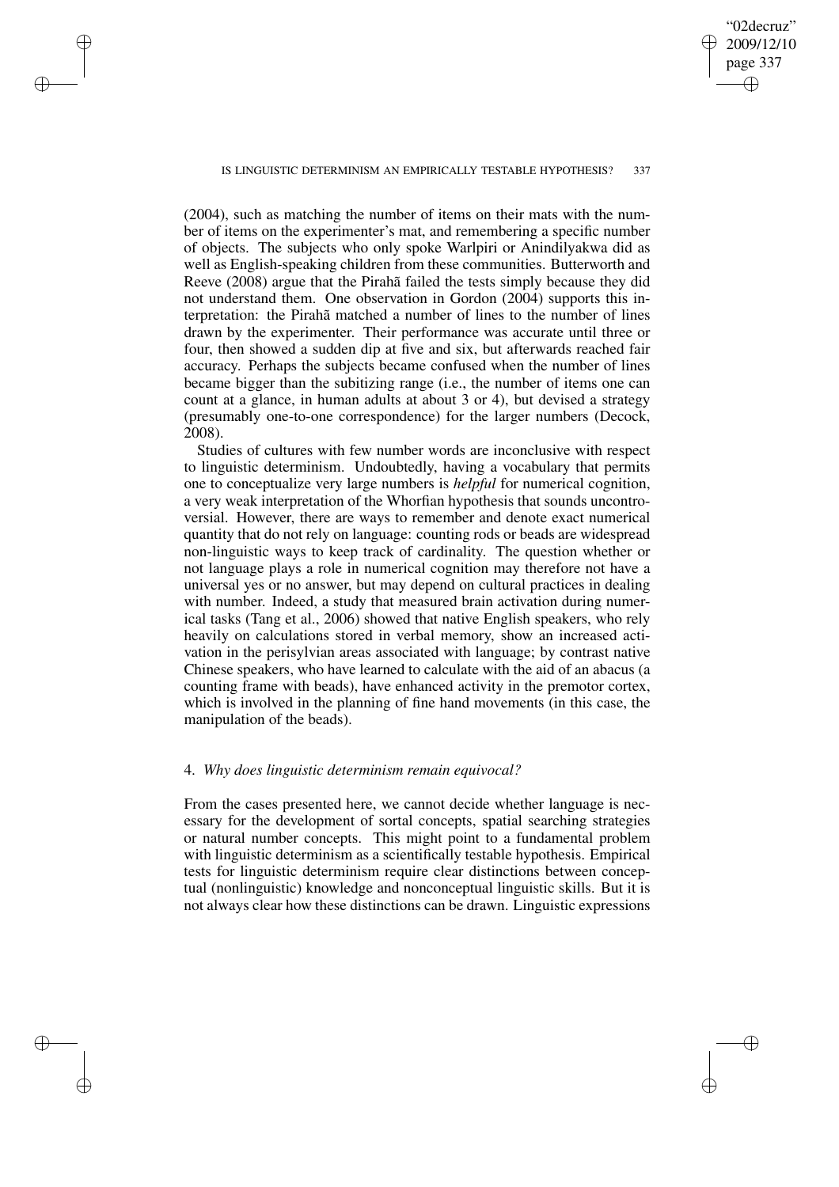(2004), such as matching the number of items on their mats with the number of items on the experimenter's mat, and remembering a specific number of objects. The subjects who only spoke Warlpiri or Anindilyakwa did as well as English-speaking children from these communities. Butterworth and Reeve (2008) argue that the Pirahã failed the tests simply because they did not understand them. One observation in Gordon (2004) supports this interpretation: the Pirahã matched a number of lines to the number of lines drawn by the experimenter. Their performance was accurate until three or four, then showed a sudden dip at five and six, but afterwards reached fair accuracy. Perhaps the subjects became confused when the number of lines became bigger than the subitizing range (i.e., the number of items one can count at a glance, in human adults at about 3 or 4), but devised a strategy (presumably one-to-one correspondence) for the larger numbers (Decock, 2008).

Studies of cultures with few number words are inconclusive with respect to linguistic determinism. Undoubtedly, having a vocabulary that permits one to conceptualize very large numbers is *helpful* for numerical cognition, a very weak interpretation of the Whorfian hypothesis that sounds uncontroversial. However, there are ways to remember and denote exact numerical quantity that do not rely on language: counting rods or beads are widespread non-linguistic ways to keep track of cardinality. The question whether or not language plays a role in numerical cognition may therefore not have a universal yes or no answer, but may depend on cultural practices in dealing with number. Indeed, a study that measured brain activation during numerical tasks (Tang et al., 2006) showed that native English speakers, who rely heavily on calculations stored in verbal memory, show an increased activation in the perisylvian areas associated with language; by contrast native Chinese speakers, who have learned to calculate with the aid of an abacus (a counting frame with beads), have enhanced activity in the premotor cortex, which is involved in the planning of fine hand movements (in this case, the manipulation of the beads).

## 4. *Why does linguistic determinism remain equivocal?*

From the cases presented here, we cannot decide whether language is necessary for the development of sortal concepts, spatial searching strategies or natural number concepts. This might point to a fundamental problem with linguistic determinism as a scientifically testable hypothesis. Empirical tests for linguistic determinism require clear distinctions between conceptual (nonlinguistic) knowledge and nonconceptual linguistic skills. But it is not always clear how these distinctions can be drawn. Linguistic expressions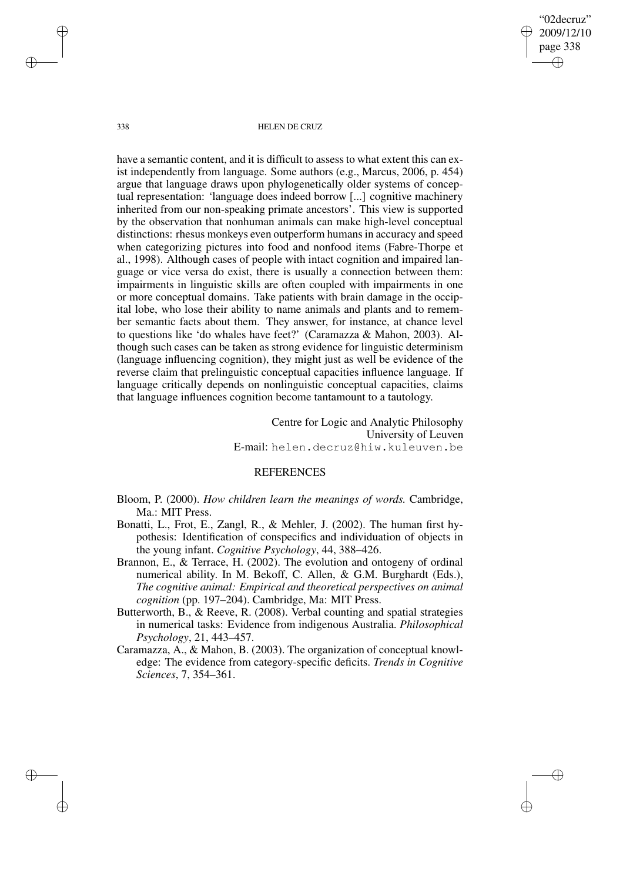have a semantic content, and it is difficult to assess to what extent this can exist independently from language. Some authors (e.g., Marcus, 2006, p. 454) argue that language draws upon phylogenetically older systems of conceptual representation: 'language does indeed borrow [...] cognitive machinery inherited from our non-speaking primate ancestors'. This view is supported by the observation that nonhuman animals can make high-level conceptual distinctions: rhesus monkeys even outperform humans in accuracy and speed when categorizing pictures into food and nonfood items (Fabre-Thorpe et al., 1998). Although cases of people with intact cognition and impaired language or vice versa do exist, there is usually a connection between them: impairments in linguistic skills are often coupled with impairments in one or more conceptual domains. Take patients with brain damage in the occipital lobe, who lose their ability to name animals and plants and to remember semantic facts about them. They answer, for instance, at chance level to questions like 'do whales have feet?' (Caramazza & Mahon, 2003). Although such cases can be taken as strong evidence for linguistic determinism (language influencing cognition), they might just as well be evidence of the reverse claim that prelinguistic conceptual capacities influence language. If language critically depends on nonlinguistic conceptual capacities, claims that language influences cognition become tantamount to a tautology.

Centre for Logic and Analytic Philosophy
University of Leuven
E-mail: helen.decruz@hiw.kuleuven.be

## REFERENCES

Bloom, P. (2000). *How children learn the meanings of words.* Cambridge, Ma.: MIT Press.

Bonatti, L., Frot, E., Zangl, R., & Mehler, J. (2002). The human first hypothesis: Identification of conspecifics and individuation of objects in the young infant. *Cognitive Psychology*, 44, 388–426.

Brannon, E., & Terrace, H. (2002). The evolution and ontogeny of ordinal numerical ability. In M. Bekoff, C. Allen, & G.M. Burghardt (Eds.), *The cognitive animal: Empirical and theoretical perspectives on animal cognition* (pp. 197–204). Cambridge, Ma: MIT Press.

Butterworth, B., & Reeve, R. (2008). Verbal counting and spatial strategies in numerical tasks: Evidence from indigenous Australia. *Philosophical Psychology*, 21, 443–457.

Caramazza, A., & Mahon, B. (2003). The organization of conceptual knowledge: The evidence from category-specific deficits. *Trends in Cognitive Sciences*, 7, 354–361.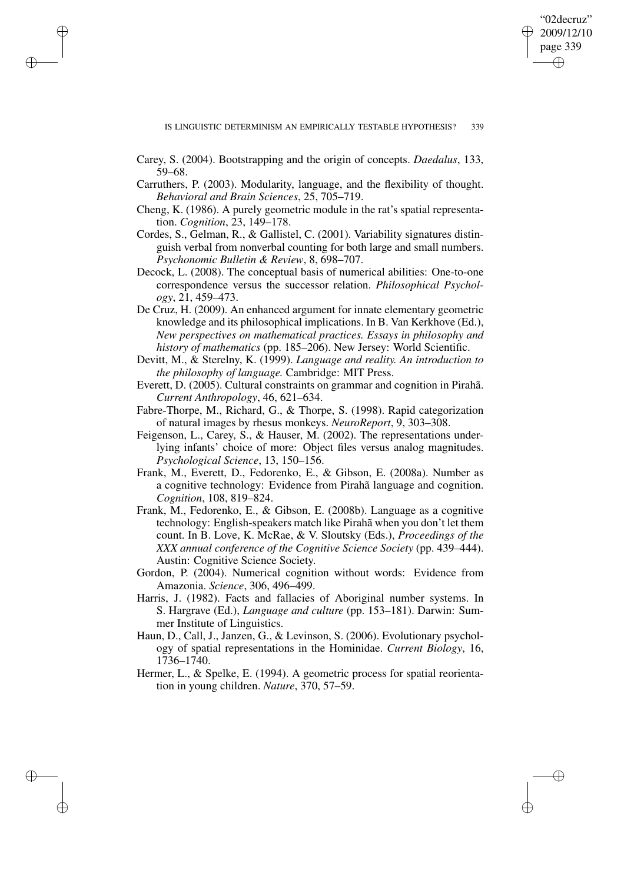Carey, S. (2004). Bootstrapping and the origin of concepts. *Daedalus*, 133, 59–68.

Carruthers, P. (2003). Modularity, language, and the flexibility of thought. *Behavioral and Brain Sciences*, 25, 705–719.

Cheng, K. (1986). A purely geometric module in the rat's spatial representation. *Cognition*, 23, 149–178.

Cordes, S., Gelman, R., & Gallistel, C. (2001). Variability signatures distinguish verbal from nonverbal counting for both large and small numbers. *Psychonomic Bulletin & Review*, 8, 698–707.

Decock, L. (2008). The conceptual basis of numerical abilities: One-to-one correspondence versus the successor relation. *Philosophical Psychology*, 21, 459–473.

De Cruz, H. (2009). An enhanced argument for innate elementary geometric knowledge and its philosophical implications. In B. Van Kerkhove (Ed.), *New perspectives on mathematical practices. Essays in philosophy and history of mathematics* (pp. 185–206). New Jersey: World Scientific.

Devitt, M., & Sterelny, K. (1999). *Language and reality. An introduction to the philosophy of language.* Cambridge: MIT Press.

Everett, D. (2005). Cultural constraints on grammar and cognition in Pirahã. *Current Anthropology*, 46, 621–634.

Fabre-Thorpe, M., Richard, G., & Thorpe, S. (1998). Rapid categorization of natural images by rhesus monkeys. *NeuroReport*, 9, 303–308.

Feigenson, L., Carey, S., & Hauser, M. (2002). The representations underlying infants' choice of more: Object files versus analog magnitudes. *Psychological Science*, 13, 150–156.

Frank, M., Everett, D., Fedorenko, E., & Gibson, E. (2008a). Number as a cognitive technology: Evidence from Pirahã language and cognition. *Cognition*, 108, 819–824.

Frank, M., Fedorenko, E., & Gibson, E. (2008b). Language as a cognitive technology: English-speakers match like Pirahã when you don't let them count. In B. Love, K. McRae, & V. Sloutsky (Eds.), *Proceedings of the XXX annual conference of the Cognitive Science Society* (pp. 439–444). Austin: Cognitive Science Society.

Gordon, P. (2004). Numerical cognition without words: Evidence from Amazonia. *Science*, 306, 496–499.

Harris, J. (1982). Facts and fallacies of Aboriginal number systems. In S. Hargrave (Ed.), *Language and culture* (pp. 153–181). Darwin: Summer Institute of Linguistics.

Haun, D., Call, J., Janzen, G., & Levinson, S. (2006). Evolutionary psychology of spatial representations in the Hominidae. *Current Biology*, 16, 1736–1740.

Hermer, L., & Spelke, E. (1994). A geometric process for spatial reorientation in young children. *Nature*, 370, 57–59.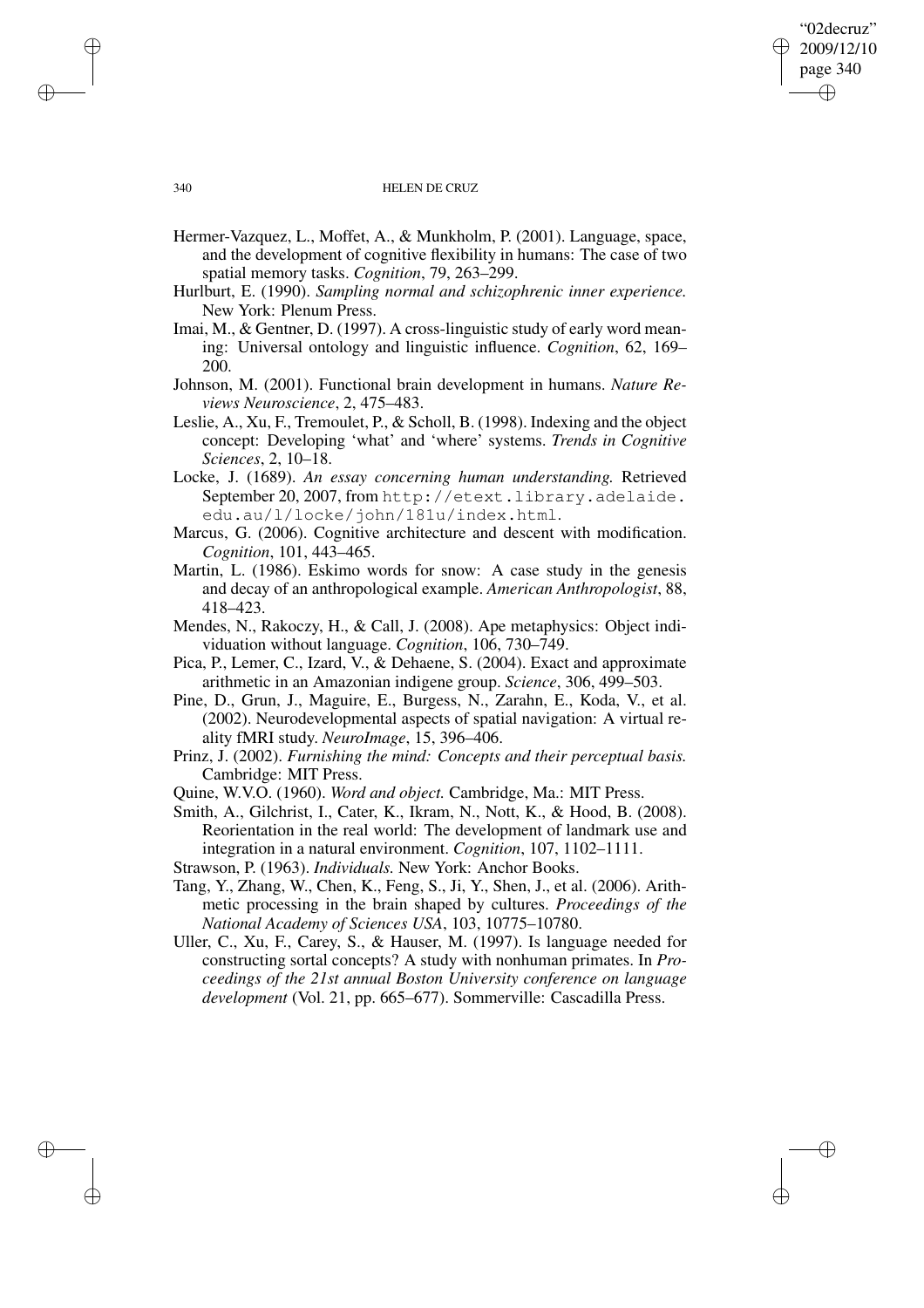Hermer-Vazquez, L., Moffet, A., & Munkholm, P. (2001). Language, space, and the development of cognitive flexibility in humans: The case of two spatial memory tasks. *Cognition*, 79, 263–299.

Hurlburt, E. (1990). *Sampling normal and schizophrenic inner experience.* New York: Plenum Press.

Imai, M., & Gentner, D. (1997). A cross-linguistic study of early word meaning: Universal ontology and linguistic influence. *Cognition*, 62, 169–200.

Johnson, M. (2001). Functional brain development in humans. *Nature Reviews Neuroscience*, 2, 475–483.

Leslie, A., Xu, F., Tremoulet, P., & Scholl, B. (1998). Indexing and the object concept: Developing 'what' and 'where' systems. *Trends in Cognitive Sciences*, 2, 10–18.

Locke, J. (1689). *An essay concerning human understanding.* Retrieved September 20, 2007, from `http://etext.library.adelaide.edu.au/l/locke/john/181u/index.html`.

Marcus, G. (2006). Cognitive architecture and descent with modification. *Cognition*, 101, 443–465.

Martin, L. (1986). Eskimo words for snow: A case study in the genesis and decay of an anthropological example. *American Anthropologist*, 88, 418–423.

Mendes, N., Rakoczy, H., & Call, J. (2008). Ape metaphysics: Object individuation without language. *Cognition*, 106, 730–749.

Pica, P., Lemer, C., Izard, V., & Dehaene, S. (2004). Exact and approximate arithmetic in an Amazonian indigene group. *Science*, 306, 499–503.

Pine, D., Grun, J., Maguire, E., Burgess, N., Zarahn, E., Koda, V., et al. (2002). Neurodevelopmental aspects of spatial navigation: A virtual reality fMRI study. *NeuroImage*, 15, 396–406.

Prinz, J. (2002). *Furnishing the mind: Concepts and their perceptual basis.* Cambridge: MIT Press.

Quine, W.V.O. (1960). *Word and object.* Cambridge, Ma.: MIT Press.

Smith, A., Gilchrist, I., Cater, K., Ikram, N., Nott, K., & Hood, B. (2008). Reorientation in the real world: The development of landmark use and integration in a natural environment. *Cognition*, 107, 1102–1111.

Strawson, P. (1963). *Individuals.* New York: Anchor Books.

Tang, Y., Zhang, W., Chen, K., Feng, S., Ji, Y., Shen, J., et al. (2006). Arithmetic processing in the brain shaped by cultures. *Proceedings of the National Academy of Sciences USA*, 103, 10775–10780.

Uller, C., Xu, F., Carey, S., & Hauser, M. (1997). Is language needed for constructing sortal concepts? A study with nonhuman primates. In *Proceedings of the 21st annual Boston University conference on language development* (Vol. 21, pp. 665–677). Sommerville: Cascadilla Press.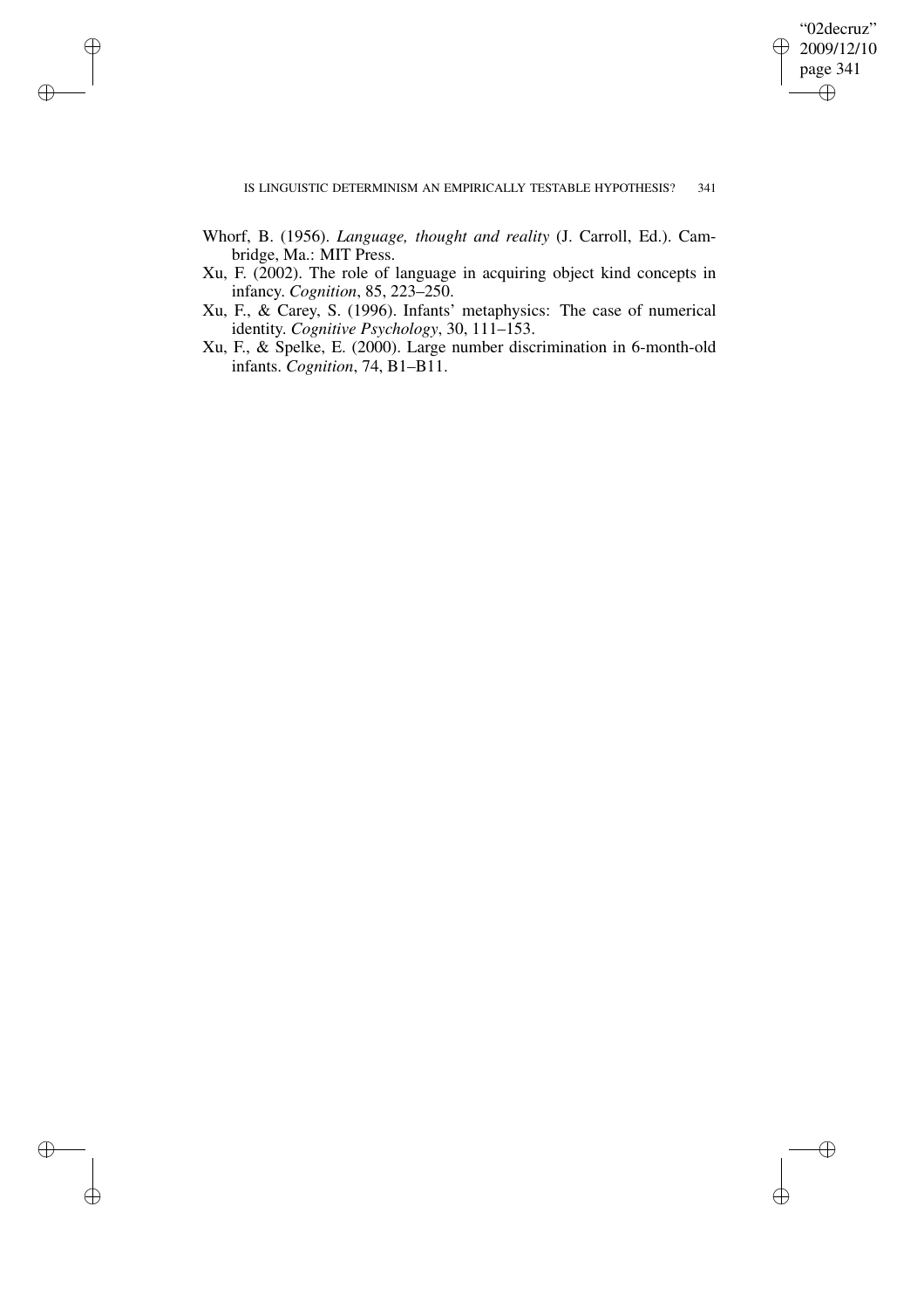Whorf, B. (1956). *Language, thought and reality* (J. Carroll, Ed.). Cambridge, Ma.: MIT Press.

Xu, F. (2002). The role of language in acquiring object kind concepts in infancy. *Cognition*, 85, 223–250.

Xu, F., & Carey, S. (1996). Infants' metaphysics: The case of numerical identity. *Cognitive Psychology*, 30, 111–153.

Xu, F., & Spelke, E. (2000). Large number discrimination in 6-month-old infants. *Cognition*, 74, B1–B11.